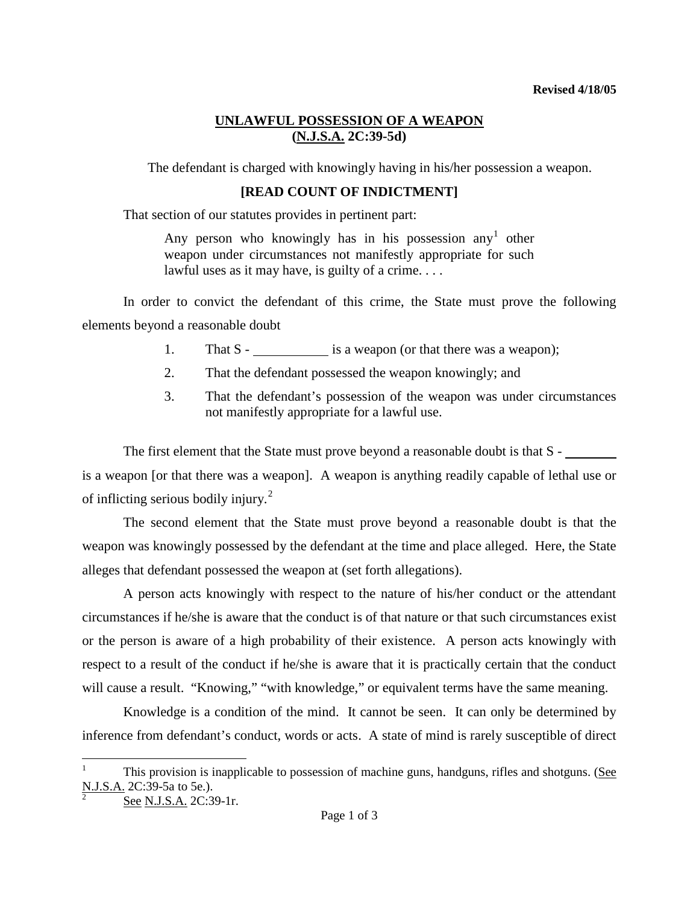**Revised 4/18/05**

# UNLAWFUL POSSESSION OF A WEAPON
## (N.J.S.A. 2C:39-5d)

The defendant is charged with knowingly having in his/her possession a weapon.

**[READ COUNT OF INDICTMENT]**

That section of our statutes provides in pertinent part:

> Any person who knowingly has in his possession any[1] other weapon under circumstances not manifestly appropriate for such lawful uses as it may have, is guilty of a crime. . . .

In order to convict the defendant of this crime, the State must prove the following elements beyond a reasonable doubt

1. That S - ___________ is a weapon (or that there was a weapon);
2. That the defendant possessed the weapon knowingly; and
3. That the defendant's possession of the weapon was under circumstances not manifestly appropriate for a lawful use.

The first element that the State must prove beyond a reasonable doubt is that S - ________ is a weapon [or that there was a weapon]. A weapon is anything readily capable of lethal use or of inflicting serious bodily injury.[2]

The second element that the State must prove beyond a reasonable doubt is that the weapon was knowingly possessed by the defendant at the time and place alleged. Here, the State alleges that defendant possessed the weapon at (set forth allegations).

A person acts knowingly with respect to the nature of his/her conduct or the attendant circumstances if he/she is aware that the conduct is of that nature or that such circumstances exist or the person is aware of a high probability of their existence. A person acts knowingly with respect to a result of the conduct if he/she is aware that it is practically certain that the conduct will cause a result. "Knowing," "with knowledge," or equivalent terms have the same meaning.

Knowledge is a condition of the mind. It cannot be seen. It can only be determined by inference from defendant's conduct, words or acts. A state of mind is rarely susceptible of direct

---

[1] This provision is inapplicable to possession of machine guns, handguns, rifles and shotguns. (See N.J.S.A. 2C:39-5a to 5e.).

[2] See N.J.S.A. 2C:39-1r.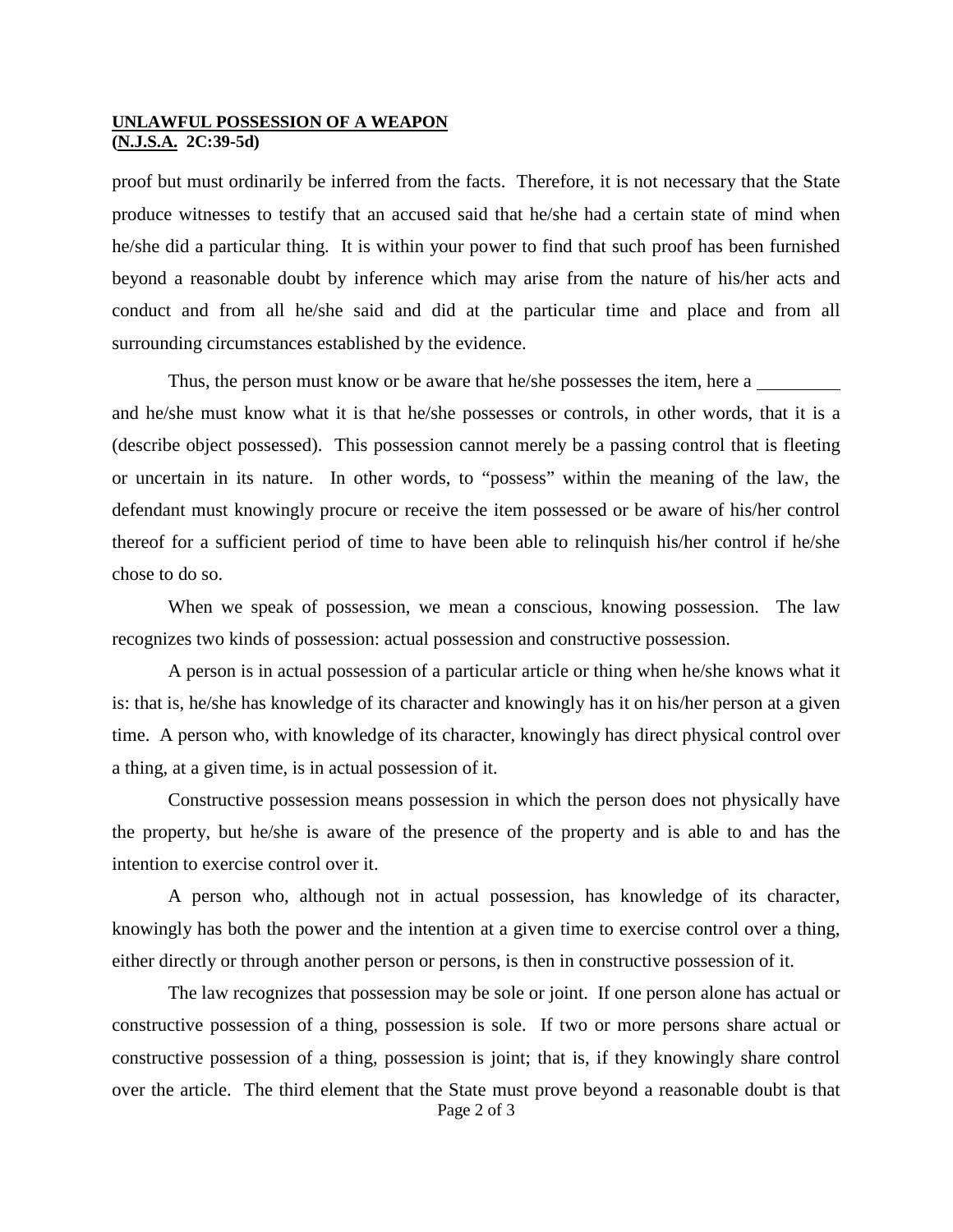proof but must ordinarily be inferred from the facts. Therefore, it is not necessary that the State produce witnesses to testify that an accused said that he/she had a certain state of mind when he/she did a particular thing. It is within your power to find that such proof has been furnished beyond a reasonable doubt by inference which may arise from the nature of his/her acts and conduct and from all he/she said and did at the particular time and place and from all surrounding circumstances established by the evidence.

Thus, the person must know or be aware that he/she possesses the item, here a ________ and he/she must know what it is that he/she possesses or controls, in other words, that it is a (describe object possessed). This possession cannot merely be a passing control that is fleeting or uncertain in its nature. In other words, to "possess" within the meaning of the law, the defendant must knowingly procure or receive the item possessed or be aware of his/her control thereof for a sufficient period of time to have been able to relinquish his/her control if he/she chose to do so.

When we speak of possession, we mean a conscious, knowing possession. The law recognizes two kinds of possession: actual possession and constructive possession.

A person is in actual possession of a particular article or thing when he/she knows what it is: that is, he/she has knowledge of its character and knowingly has it on his/her person at a given time. A person who, with knowledge of its character, knowingly has direct physical control over a thing, at a given time, is in actual possession of it.

Constructive possession means possession in which the person does not physically have the property, but he/she is aware of the presence of the property and is able to and has the intention to exercise control over it.

A person who, although not in actual possession, has knowledge of its character, knowingly has both the power and the intention at a given time to exercise control over a thing, either directly or through another person or persons, is then in constructive possession of it.

The law recognizes that possession may be sole or joint. If one person alone has actual or constructive possession of a thing, possession is sole. If two or more persons share actual or constructive possession of a thing, possession is joint; that is, if they knowingly share control over the article. The third element that the State must prove beyond a reasonable doubt is that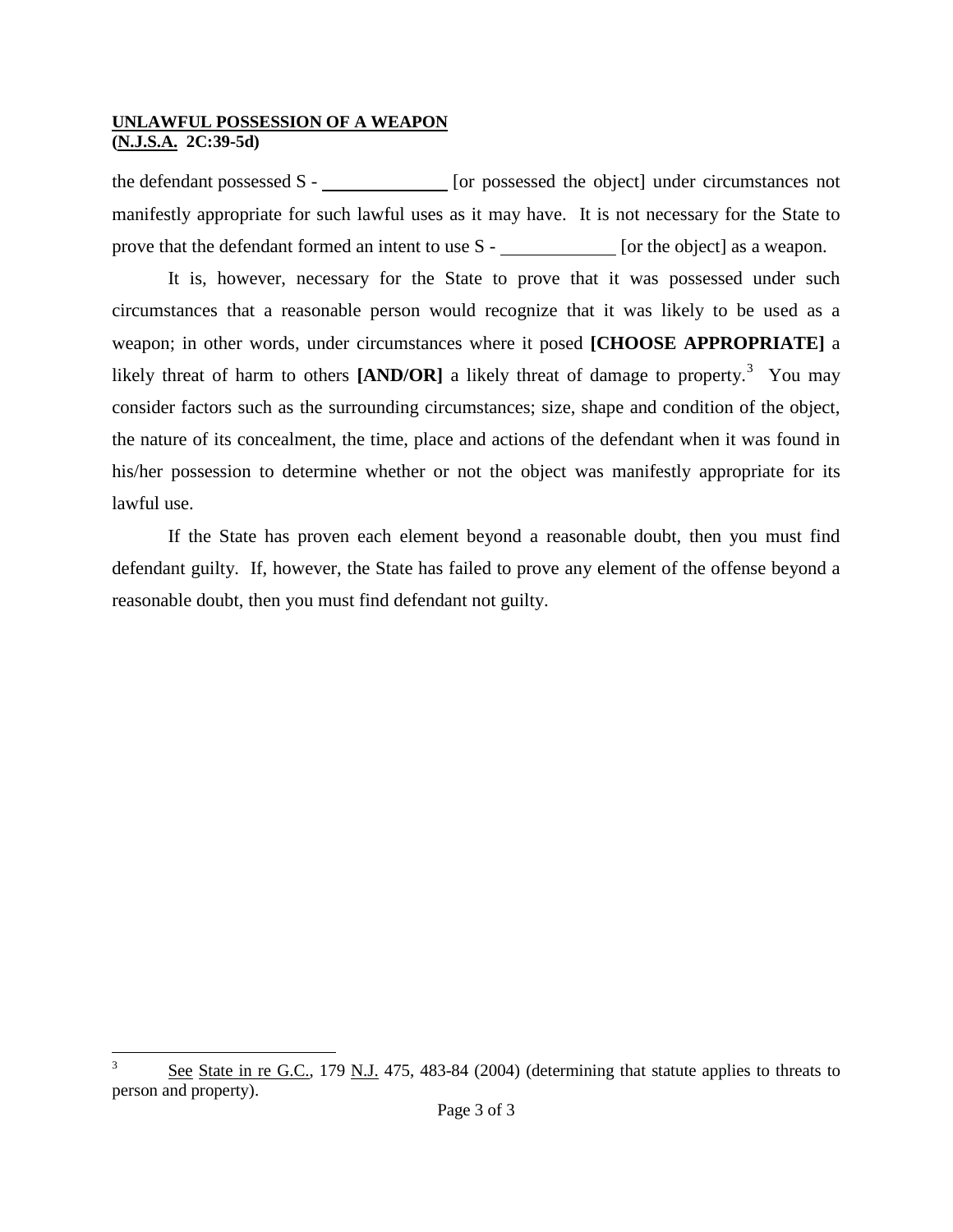the defendant possessed S - ______________ [or possessed the object] under circumstances not manifestly appropriate for such lawful uses as it may have. It is not necessary for the State to prove that the defendant formed an intent to use S - ____________ [or the object] as a weapon.

It is, however, necessary for the State to prove that it was possessed under such circumstances that a reasonable person would recognize that it was likely to be used as a weapon; in other words, under circumstances where it posed **[CHOOSE APPROPRIATE]** a likely threat of harm to others **[AND/OR]** a likely threat of damage to property.[3] You may consider factors such as the surrounding circumstances; size, shape and condition of the object, the nature of its concealment, the time, place and actions of the defendant when it was found in his/her possession to determine whether or not the object was manifestly appropriate for its lawful use.

If the State has proven each element beyond a reasonable doubt, then you must find defendant guilty. If, however, the State has failed to prove any element of the offense beyond a reasonable doubt, then you must find defendant not guilty.

---

[3] See State in re G.C., 179 N.J. 475, 483-84 (2004) (determining that statute applies to threats to person and property).